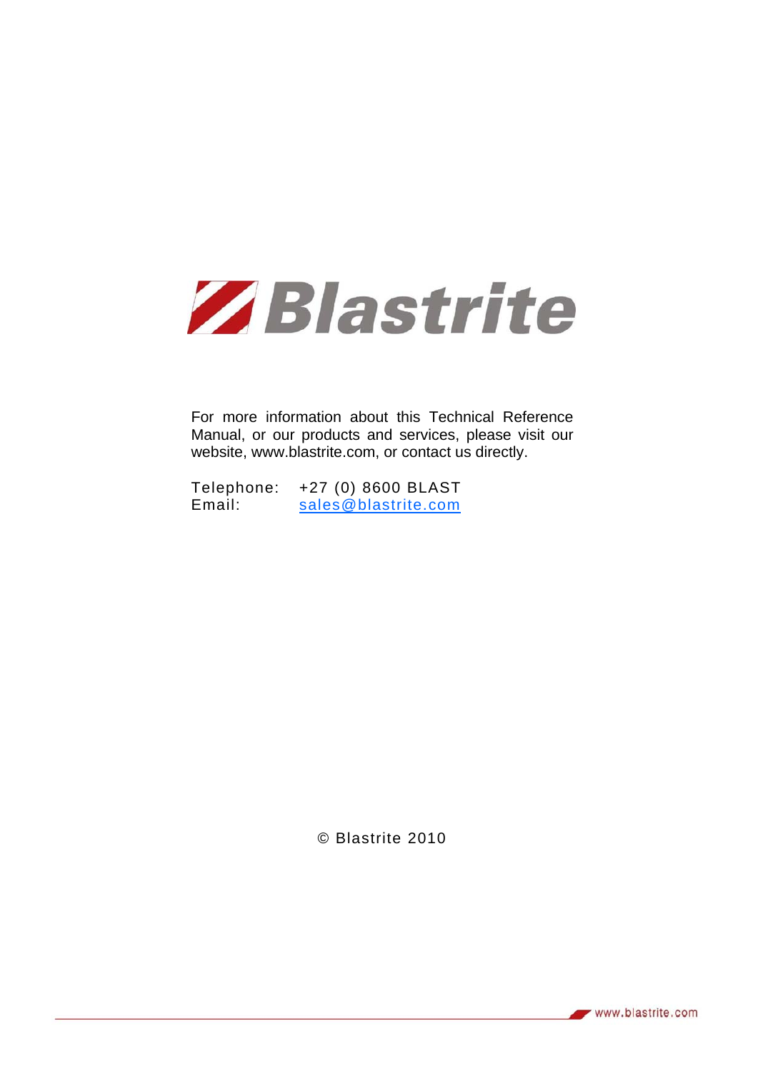# Blastrite

For more information about this Technical Reference Manual, or our products and services, please visit our website, www.blastrite.com, or contact us directly.

Telephone: +27 (0) 8600 BLAST
Email: sales@blastrite.com

© Blastrite 2010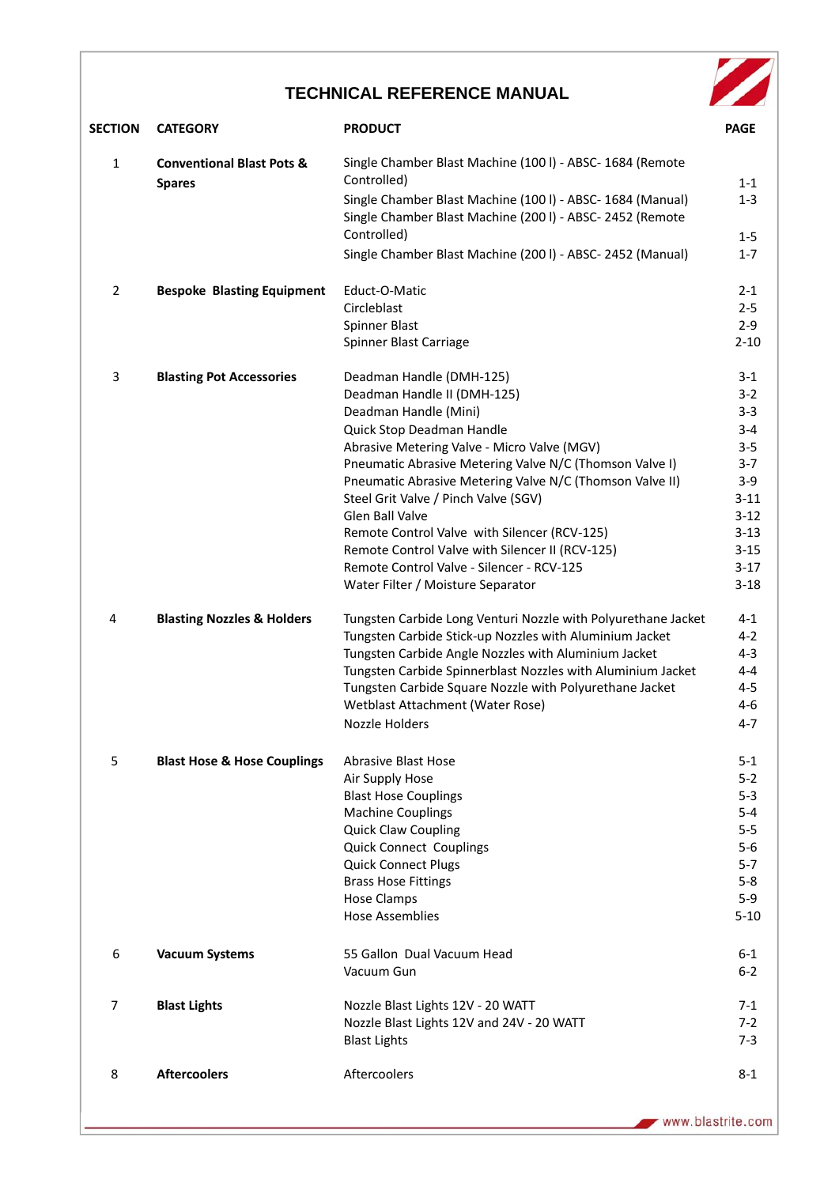# TECHNICAL REFERENCE MANUAL

| SECTION | CATEGORY | PRODUCT | PAGE |
|---|---|---|---|
| 1 | **Conventional Blast Pots & Spares** | Single Chamber Blast Machine (100 l) - ABSC- 1684 (Remote Controlled) | 1-1 |
| | | Single Chamber Blast Machine (100 l) - ABSC- 1684 (Manual) | 1-3 |
| | | Single Chamber Blast Machine (200 l) - ABSC- 2452 (Remote Controlled) | 1-5 |
| | | Single Chamber Blast Machine (200 l) - ABSC- 2452 (Manual) | 1-7 |
| 2 | **Bespoke Blasting Equipment** | Educt-O-Matic | 2-1 |
| | | Circleblast | 2-5 |
| | | Spinner Blast | 2-9 |
| | | Spinner Blast Carriage | 2-10 |
| 3 | **Blasting Pot Accessories** | Deadman Handle (DMH-125) | 3-1 |
| | | Deadman Handle II (DMH-125) | 3-2 |
| | | Deadman Handle (Mini) | 3-3 |
| | | Quick Stop Deadman Handle | 3-4 |
| | | Abrasive Metering Valve - Micro Valve (MGV) | 3-5 |
| | | Pneumatic Abrasive Metering Valve N/C (Thomson Valve I) | 3-7 |
| | | Pneumatic Abrasive Metering Valve N/C (Thomson Valve II) | 3-9 |
| | | Steel Grit Valve / Pinch Valve (SGV) | 3-11 |
| | | Glen Ball Valve | 3-12 |
| | | Remote Control Valve with Silencer (RCV-125) | 3-13 |
| | | Remote Control Valve with Silencer II (RCV-125) | 3-15 |
| | | Remote Control Valve - Silencer - RCV-125 | 3-17 |
| | | Water Filter / Moisture Separator | 3-18 |
| 4 | **Blasting Nozzles & Holders** | Tungsten Carbide Long Venturi Nozzle with Polyurethane Jacket | 4-1 |
| | | Tungsten Carbide Stick-up Nozzles with Aluminium Jacket | 4-2 |
| | | Tungsten Carbide Angle Nozzles with Aluminium Jacket | 4-3 |
| | | Tungsten Carbide Spinnerblast Nozzles with Aluminium Jacket | 4-4 |
| | | Tungsten Carbide Square Nozzle with Polyurethane Jacket | 4-5 |
| | | Wetblast Attachment (Water Rose) | 4-6 |
| | | Nozzle Holders | 4-7 |
| 5 | **Blast Hose & Hose Couplings** | Abrasive Blast Hose | 5-1 |
| | | Air Supply Hose | 5-2 |
| | | Blast Hose Couplings | 5-3 |
| | | Machine Couplings | 5-4 |
| | | Quick Claw Coupling | 5-5 |
| | | Quick Connect Couplings | 5-6 |
| | | Quick Connect Plugs | 5-7 |
| | | Brass Hose Fittings | 5-8 |
| | | Hose Clamps | 5-9 |
| | | Hose Assemblies | 5-10 |
| 6 | **Vacuum Systems** | 55 Gallon Dual Vacuum Head | 6-1 |
| | | Vacuum Gun | 6-2 |
| 7 | **Blast Lights** | Nozzle Blast Lights 12V - 20 WATT | 7-1 |
| | | Nozzle Blast Lights 12V and 24V - 20 WATT | 7-2 |
| | | Blast Lights | 7-3 |
| 8 | **Aftercoolers** | Aftercoolers | 8-1 |

www.blastrite.com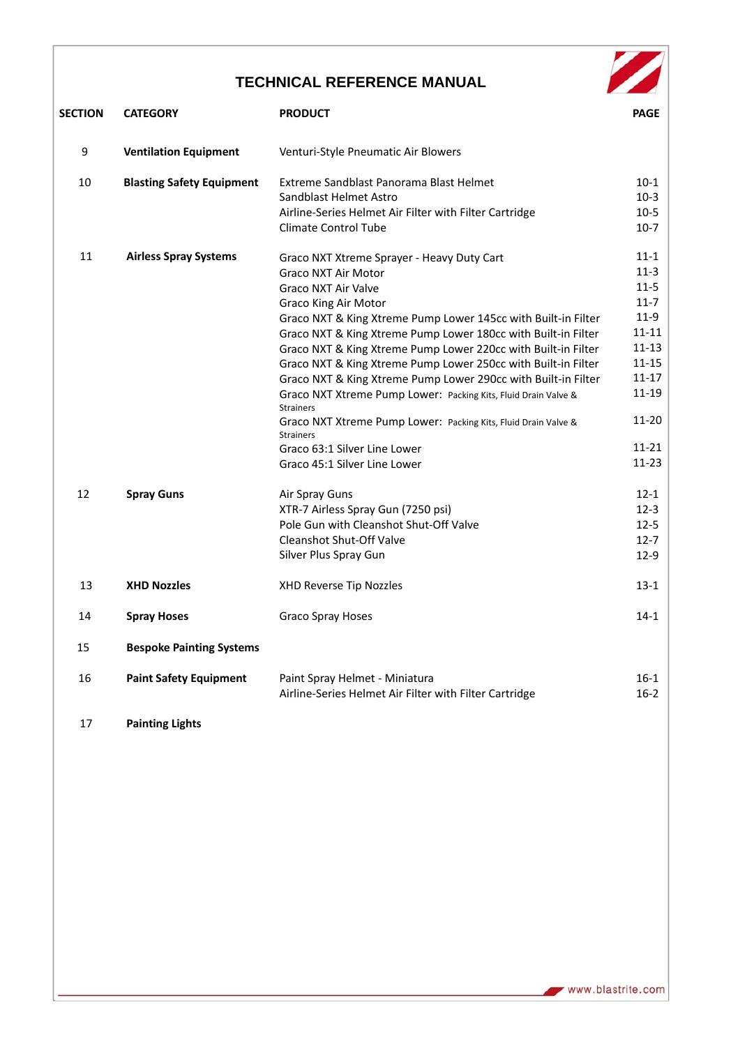# TECHNICAL REFERENCE MANUAL

| SECTION | CATEGORY | PRODUCT | PAGE |
|---|---|---|---|
| 9 | **Ventilation Equipment** | Venturi-Style Pneumatic Air Blowers | |
| 10 | **Blasting Safety Equipment** | Extreme Sandblast Panorama Blast Helmet | 10-1 |
| | | Sandblast Helmet Astro | 10-3 |
| | | Airline-Series Helmet Air Filter with Filter Cartridge | 10-5 |
| | | Climate Control Tube | 10-7 |
| 11 | **Airless Spray Systems** | Graco NXT Xtreme Sprayer - Heavy Duty Cart | 11-1 |
| | | Graco NXT Air Motor | 11-3 |
| | | Graco NXT Air Valve | 11-5 |
| | | Graco King Air Motor | 11-7 |
| | | Graco NXT & King Xtreme Pump Lower 145cc with Built-in Filter | 11-9 |
| | | Graco NXT & King Xtreme Pump Lower 180cc with Built-in Filter | 11-11 |
| | | Graco NXT & King Xtreme Pump Lower 220cc with Built-in Filter | 11-13 |
| | | Graco NXT & King Xtreme Pump Lower 250cc with Built-in Filter | 11-15 |
| | | Graco NXT & King Xtreme Pump Lower 290cc with Built-in Filter | 11-17 |
| | | Graco NXT Xtreme Pump Lower: Packing Kits, Fluid Drain Valve & Strainers | 11-19 |
| | | Graco NXT Xtreme Pump Lower: Packing Kits, Fluid Drain Valve & Strainers | 11-20 |
| | | Graco 63:1 Silver Line Lower | 11-21 |
| | | Graco 45:1 Silver Line Lower | 11-23 |
| 12 | **Spray Guns** | Air Spray Guns | 12-1 |
| | | XTR-7 Airless Spray Gun (7250 psi) | 12-3 |
| | | Pole Gun with Cleanshot Shut-Off Valve | 12-5 |
| | | Cleanshot Shut-Off Valve | 12-7 |
| | | Silver Plus Spray Gun | 12-9 |
| 13 | **XHD Nozzles** | XHD Reverse Tip Nozzles | 13-1 |
| 14 | **Spray Hoses** | Graco Spray Hoses | 14-1 |
| 15 | **Bespoke Painting Systems** | | |
| 16 | **Paint Safety Equipment** | Paint Spray Helmet - Miniatura | 16-1 |
| | | Airline-Series Helmet Air Filter with Filter Cartridge | 16-2 |
| 17 | **Painting Lights** | | |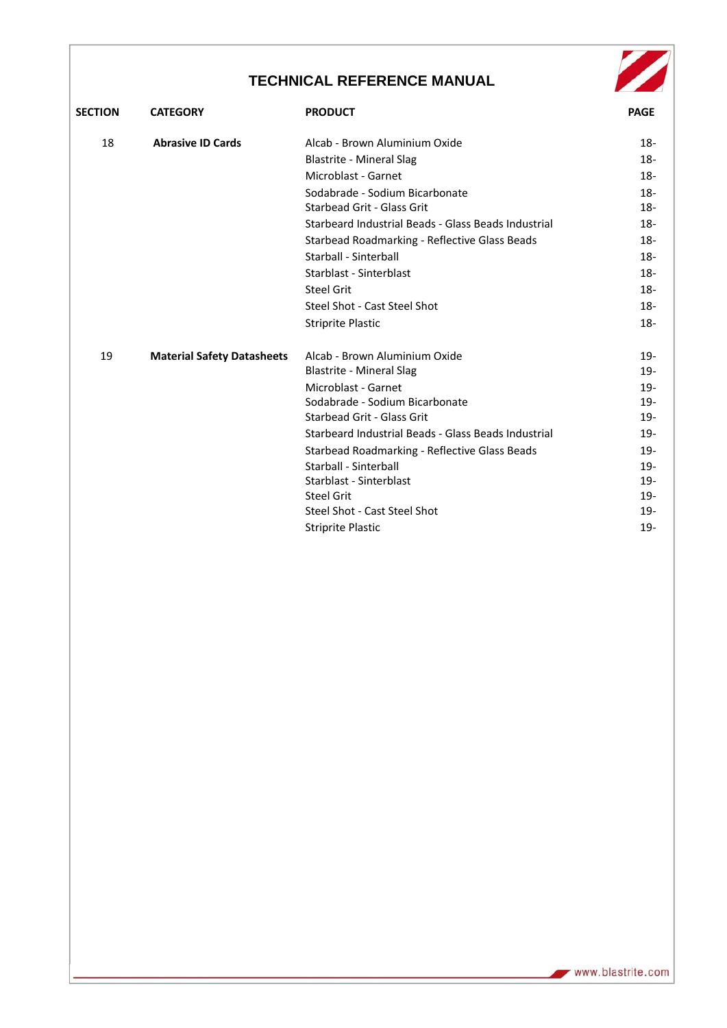# TECHNICAL REFERENCE MANUAL

| SECTION | CATEGORY | PRODUCT | PAGE |
|---|---|---|---|
| 18 | **Abrasive ID Cards** | Alcab - Brown Aluminium Oxide | 18- |
| | | Blastrite - Mineral Slag | 18- |
| | | Microblast - Garnet | 18- |
| | | Sodabrade - Sodium Bicarbonate | 18- |
| | | Starbead Grit - Glass Grit | 18- |
| | | Starbeard Industrial Beads - Glass Beads Industrial | 18- |
| | | Starbead Roadmarking - Reflective Glass Beads | 18- |
| | | Starball - Sinterball | 18- |
| | | Starblast - Sinterblast | 18- |
| | | Steel Grit | 18- |
| | | Steel Shot - Cast Steel Shot | 18- |
| | | Striprite Plastic | 18- |
| 19 | **Material Safety Datasheets** | Alcab - Brown Aluminium Oxide | 19- |
| | | Blastrite - Mineral Slag | 19- |
| | | Microblast - Garnet | 19- |
| | | Sodabrade - Sodium Bicarbonate | 19- |
| | | Starbead Grit - Glass Grit | 19- |
| | | Starbeard Industrial Beads - Glass Beads Industrial | 19- |
| | | Starbead Roadmarking - Reflective Glass Beads | 19- |
| | | Starball - Sinterball | 19- |
| | | Starblast - Sinterblast | 19- |
| | | Steel Grit | 19- |
| | | Steel Shot - Cast Steel Shot | 19- |
| | | Striprite Plastic | 19- |

www.blastrite.com